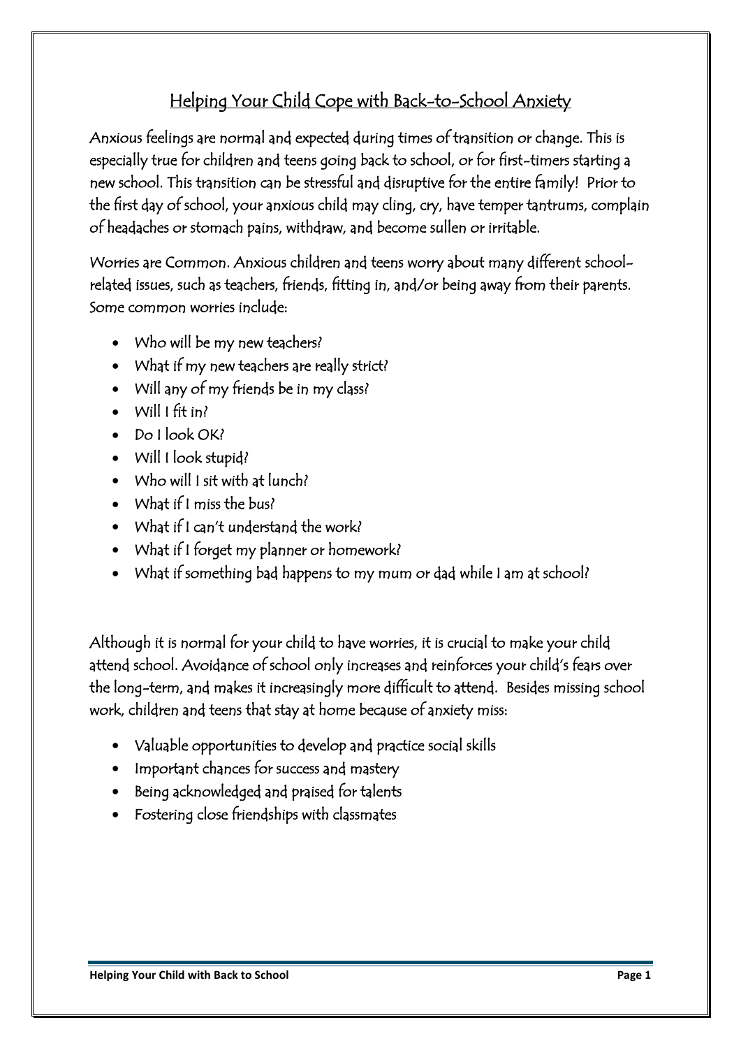# Helping Your Child Cope with Back-to-School Anxiety

Anxious feelings are normal and expected during times of transition or change. This is especially true for children and teens going back to school, or for first-timers starting a new school. This transition can be stressful and disruptive for the entire family! Prior to the first day of school, your anxious child may cling, cry, have temper tantrums, complain of headaches or stomach pains, withdraw, and become sullen or irritable.

Worries are Common. Anxious children and teens worry about many different school-related issues, such as teachers, friends, fitting in, and/or being away from their parents. Some common worries include:

- Who will be my new teachers?
- What if my new teachers are really strict?
- Will any of my friends be in my class?
- Will I fit in?
- Do I look OK?
- Will I look stupid?
- Who will I sit with at lunch?
- What if I miss the bus?
- What if I can't understand the work?
- What if I forget my planner or homework?
- What if something bad happens to my mum or dad while I am at school?

Although it is normal for your child to have worries, it is crucial to make your child attend school. Avoidance of school only increases and reinforces your child's fears over the long-term, and makes it increasingly more difficult to attend. Besides missing school work, children and teens that stay at home because of anxiety miss:

- Valuable opportunities to develop and practice social skills
- Important chances for success and mastery
- Being acknowledged and praised for talents
- Fostering close friendships with classmates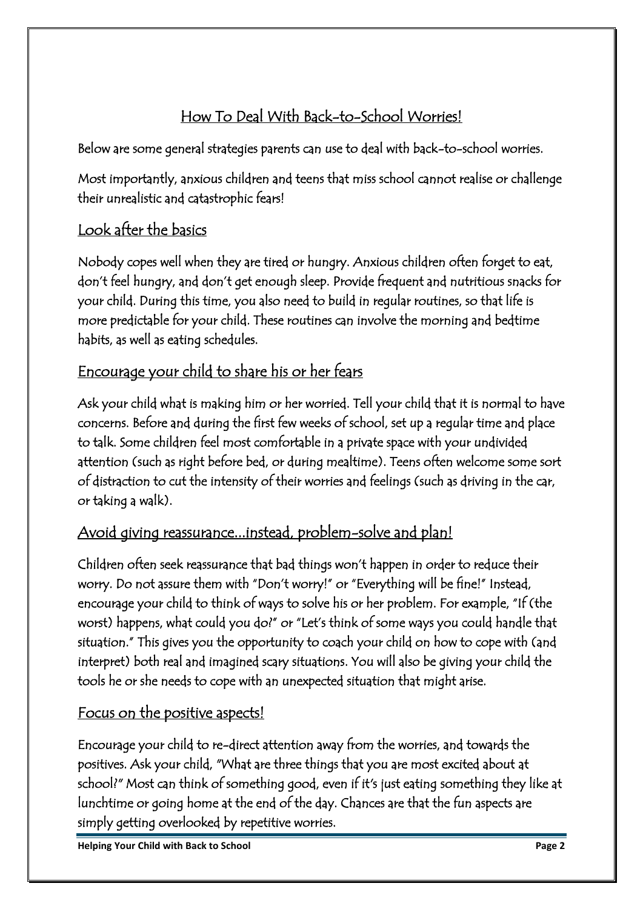# How To Deal With Back-to-School Worries!

Below are some general strategies parents can use to deal with back-to-school worries.

Most importantly, anxious children and teens that miss school cannot realise or challenge their unrealistic and catastrophic fears!

## Look after the basics

Nobody copes well when they are tired or hungry. Anxious children often forget to eat, don't feel hungry, and don't get enough sleep. Provide frequent and nutritious snacks for your child. During this time, you also need to build in regular routines, so that life is more predictable for your child. These routines can involve the morning and bedtime habits, as well as eating schedules.

## Encourage your child to share his or her fears

Ask your child what is making him or her worried. Tell your child that it is normal to have concerns. Before and during the first few weeks of school, set up a regular time and place to talk. Some children feel most comfortable in a private space with your undivided attention (such as right before bed, or during mealtime). Teens often welcome some sort of distraction to cut the intensity of their worries and feelings (such as driving in the car, or taking a walk).

## Avoid giving reassurance…instead, problem-solve and plan!

Children often seek reassurance that bad things won't happen in order to reduce their worry. Do not assure them with "Don't worry!" or "Everything will be fine!" Instead, encourage your child to think of ways to solve his or her problem. For example, "If (the worst) happens, what could you do?" or "Let's think of some ways you could handle that situation." This gives you the opportunity to coach your child on how to cope with (and interpret) both real and imagined scary situations. You will also be giving your child the tools he or she needs to cope with an unexpected situation that might arise.

## Focus on the positive aspects!

Encourage your child to re-direct attention away from the worries, and towards the positives. Ask your child, "What are three things that you are most excited about at school?" Most can think of something good, even if it's just eating something they like at lunchtime or going home at the end of the day. Chances are that the fun aspects are simply getting overlooked by repetitive worries.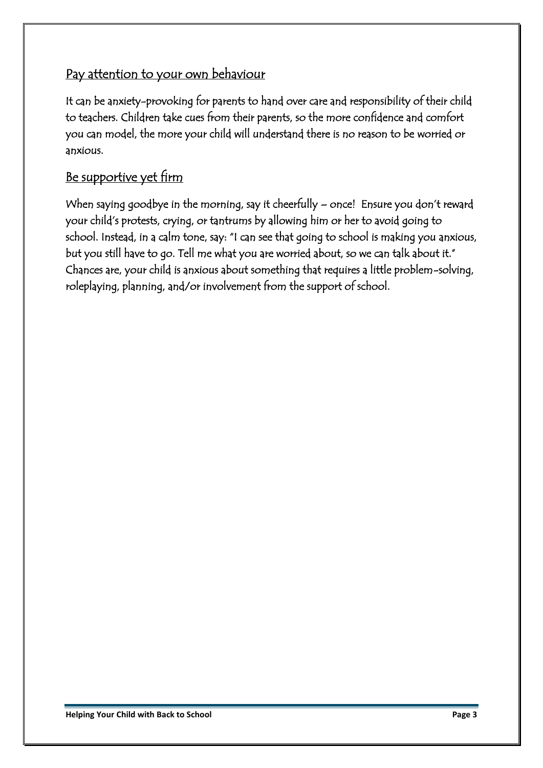## Pay attention to your own behaviour

It can be anxiety-provoking for parents to hand over care and responsibility of their child to teachers. Children take cues from their parents, so the more confidence and comfort you can model, the more your child will understand there is no reason to be worried or anxious.

## Be supportive yet firm

When saying goodbye in the morning, say it cheerfully – once! Ensure you don't reward your child's protests, crying, or tantrums by allowing him or her to avoid going to school. Instead, in a calm tone, say: "I can see that going to school is making you anxious, but you still have to go. Tell me what you are worried about, so we can talk about it." Chances are, your child is anxious about something that requires a little problem-solving, roleplaying, planning, and/or involvement from the support of school.